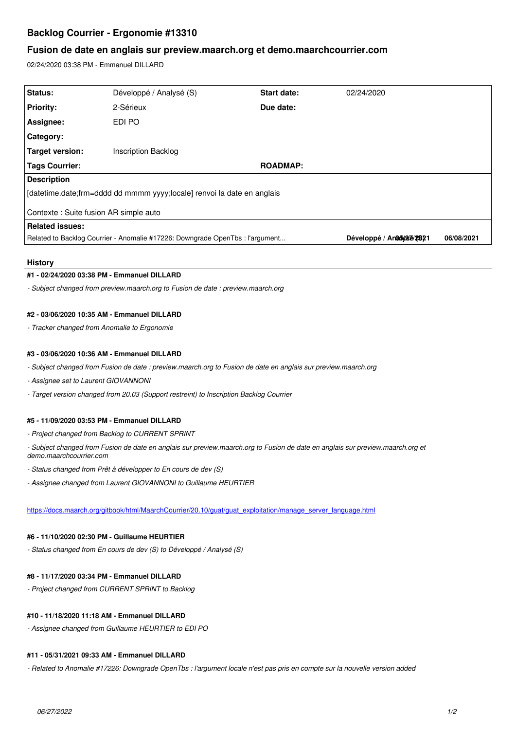# Backlog Courrier - Ergonomie #13310

## Fusion de date en anglais sur preview.maarch.org et demo.maarchcourrier.com

02/24/2020 03:38 PM - Emmanuel DILLARD

| Status: | Développé / Analysé (S) | Start date: | 02/24/2020 |
|---|---|---|---|
| Priority: | 2-Sérieux | Due date: | |
| Assignee: | EDI PO | | |
| Category: | | | |
| Target version: | Inscription Backlog | | |
| Tags Courrier: | | ROADMAP: | |

**Description**

[datetime.date;frm=dddd dd mmmm yyyy;locale] renvoi la date en anglais

Contexte : Suite fusion AR simple auto

**Related issues:**

| Related to Backlog Courrier - Anomalie #17226: Downgrade OpenTbs : l'argument... | Développé / Analysé | 05/27/2021 | 06/08/2021 |
|---|---|---|---|

### History

**#1 - 02/24/2020 03:38 PM - Emmanuel DILLARD**

*- Subject changed from preview.maarch.org to Fusion de date : preview.maarch.org*

**#2 - 03/06/2020 10:35 AM - Emmanuel DILLARD**

*- Tracker changed from Anomalie to Ergonomie*

**#3 - 03/06/2020 10:36 AM - Emmanuel DILLARD**

*- Subject changed from Fusion de date : preview.maarch.org to Fusion de date en anglais sur preview.maarch.org*

*- Assignee set to Laurent GIOVANNONI*

*- Target version changed from 20.03 (Support restreint) to Inscription Backlog Courrier*

**#5 - 11/09/2020 03:53 PM - Emmanuel DILLARD**

*- Project changed from Backlog to CURRENT SPRINT*

*- Subject changed from Fusion de date en anglais sur preview.maarch.org to Fusion de date en anglais sur preview.maarch.org et demo.maarchcourrier.com*

*- Status changed from Prêt à développer to En cours de dev (S)*

*- Assignee changed from Laurent GIOVANNONI to Guillaume HEURTIER*

https://docs.maarch.org/gitbook/html/MaarchCourrier/20.10/guat/guat_exploitation/manage_server_language.html

**#6 - 11/10/2020 02:30 PM - Guillaume HEURTIER**

*- Status changed from En cours de dev (S) to Développé / Analysé (S)*

**#8 - 11/17/2020 03:34 PM - Emmanuel DILLARD**

*- Project changed from CURRENT SPRINT to Backlog*

**#10 - 11/18/2020 11:18 AM - Emmanuel DILLARD**

*- Assignee changed from Guillaume HEURTIER to EDI PO*

**#11 - 05/31/2021 09:33 AM - Emmanuel DILLARD**

*- Related to Anomalie #17226: Downgrade OpenTbs : l'argument locale n'est pas pris en compte sur la nouvelle version added*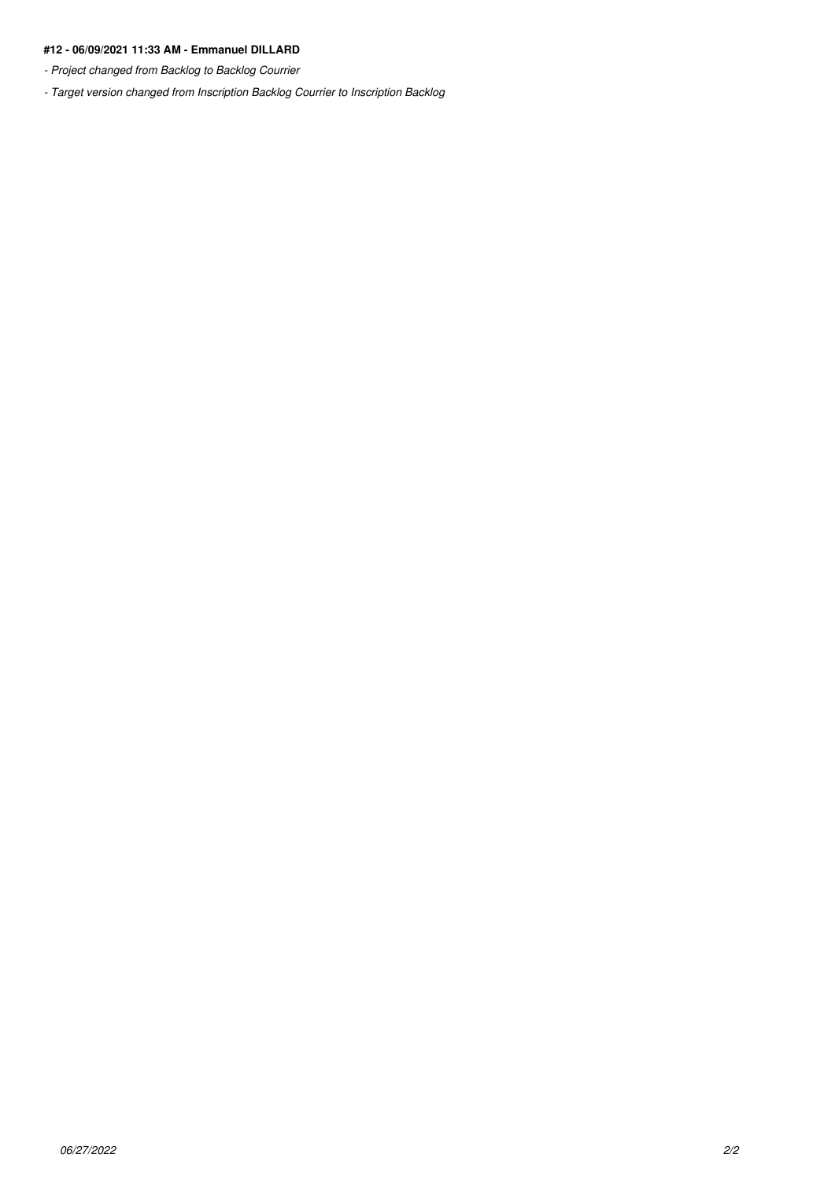#### #12 - 06/09/2021 11:33 AM - Emmanuel DILLARD

- *Project changed from Backlog to Backlog Courrier*
- *Target version changed from Inscription Backlog Courrier to Inscription Backlog*